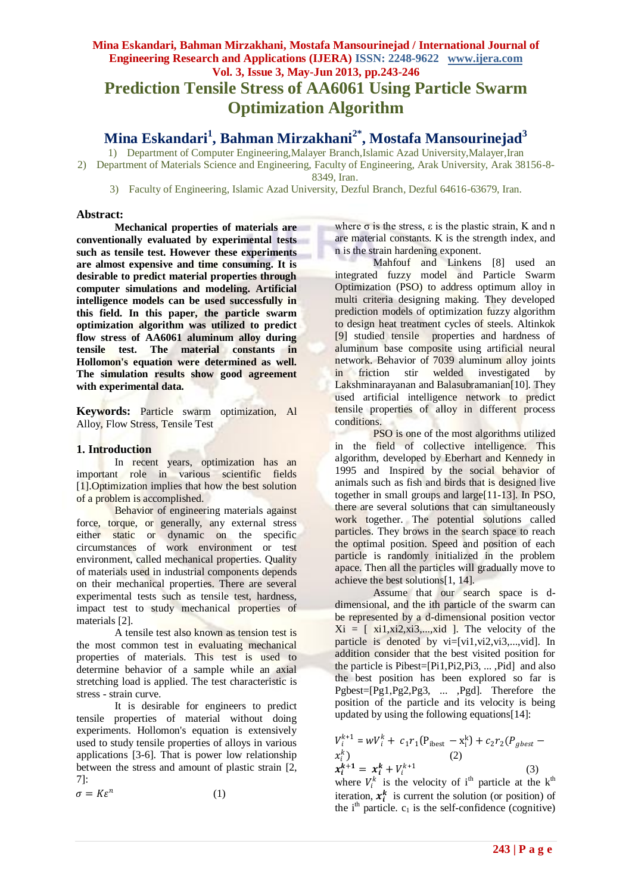# Prediction Tensile Stress of AA6061 Using Particle Swarm Optimization Algorithm

## Mina Eskandari[1], Bahman Mirzakhani[2*], Mostafa Mansourinejad[3]

1) Department of Computer Engineering,Malayer Branch,Islamic Azad University,Malayer,Iran
2) Department of Materials Science and Engineering, Faculty of Engineering, Arak University, Arak 38156-8-8349, Iran.
3) Faculty of Engineering, Islamic Azad University, Dezful Branch, Dezful 64616-63679, Iran.

**Abstract:**

**Mechanical properties of materials are conventionally evaluated by experimental tests such as tensile test. However these experiments are almost expensive and time consuming. It is desirable to predict material properties through computer simulations and modeling. Artificial intelligence models can be used successfully in this field. In this paper, the particle swarm optimization algorithm was utilized to predict flow stress of AA6061 aluminum alloy during tensile test. The material constants in Hollomon's equation were determined as well. The simulation results show good agreement with experimental data.**

**Keywords:** Particle swarm optimization, Al Alloy, Flow Stress, Tensile Test

## 1. Introduction

In recent years, optimization has an important role in various scientific fields [1].Optimization implies that how the best solution of a problem is accomplished.

Behavior of engineering materials against force, torque, or generally, any external stress either static or dynamic on the specific circumstances of work environment or test environment, called mechanical properties. Quality of materials used in industrial components depends on their mechanical properties. There are several experimental tests such as tensile test, hardness, impact test to study mechanical properties of materials [2].

A tensile test also known as tension test is the most common test in evaluating mechanical properties of materials. This test is used to determine behavior of a sample while an axial stretching load is applied. The test characteristic is stress - strain curve.

It is desirable for engineers to predict tensile properties of material without doing experiments. Hollomon's equation is extensively used to study tensile properties of alloys in various applications [3-6]. That is power low relationship between the stress and amount of plastic strain [2, 7]:

$$\sigma = K\varepsilon^n \qquad (1)$$

where σ is the stress, ε is the plastic strain, K and n are material constants. K is the strength index, and n is the strain hardening exponent.

Mahfouf and Linkens [8] used an integrated fuzzy model and Particle Swarm Optimization (PSO) to address optimum alloy in multi criteria designing making. They developed prediction models of optimization fuzzy algorithm to design heat treatment cycles of steels. Altinkok [9] studied tensile properties and hardness of aluminum base composite using artificial neural network. Behavior of 7039 aluminum alloy joints in friction stir welded investigated by Lakshminarayanan and Balasubramanian[10]. They used artificial intelligence network to predict tensile properties of alloy in different process conditions.

PSO is one of the most algorithms utilized in the field of collective intelligence. This algorithm, developed by Eberhart and Kennedy in 1995 and Inspired by the social behavior of animals such as fish and birds that is designed live together in small groups and large[11-13]. In PSO, there are several solutions that can simultaneously work together. The potential solutions called particles. They brows in the search space to reach the optimal position. Speed and position of each particle is randomly initialized in the problem apace. Then all the particles will gradually move to achieve the best solutions[1, 14].

Assume that our search space is d-dimensional, and the ith particle of the swarm can be represented by a d-dimensional position vector Xi = [ xi1,xi2,xi3,...,xid ]. The velocity of the particle is denoted by vi=[vi1,vi2,vi3,...,vid]. In addition consider that the best visited position for the particle is Pibest=[Pi1,Pi2,Pi3, ... ,Pid] and also the best position has been explored so far is Pgbest=[Pg1,Pg2,Pg3, ... ,Pgd]. Therefore the position of the particle and its velocity is being updated by using the following equations[14]:

$$V_i^{k+1} = wV_i^k + c_1 r_1 (P_{ibest} - x_i^k) + c_2 r_2 (P_{gbest} - x_i^k) \qquad (2)$$

$$\boldsymbol{x_i^{k+1}} = \boldsymbol{x_i^k} + V_i^{k+1} \qquad (3)$$

where $V_i^k$ is the velocity of i[th] particle at the k[th] iteration, $\boldsymbol{x_i^k}$ is current the solution (or position) of the i[th] particle. $c_1$ is the self-confidence (cognitive)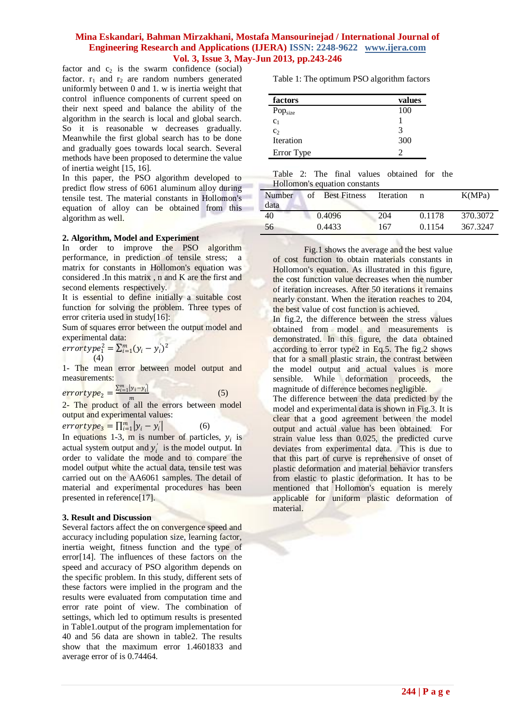factor and $c_2$ is the swarm confidence (social) factor. $r_1$ and $r_2$ are random numbers generated uniformly between 0 and 1. w is inertia weight that control influence components of current speed on their next speed and balance the ability of the algorithm in the search is local and global search. So it is reasonable w decreases gradually. Meanwhile the first global search has to be done and gradually goes towards local search. Several methods have been proposed to determine the value of inertia weight [15, 16].

In this paper, the PSO algorithm developed to predict flow stress of 6061 aluminum alloy during tensile test. The material constants in Hollomon's equation of alloy can be obtained from this algorithm as well.

## 2. Algorithm, Model and Experiment

In order to improve the PSO algorithm performance, in prediction of tensile stress; a matrix for constants in Hollomon's equation was considered .In this matrix , n and K are the first and second elements respectively.

It is essential to define initially a suitable cost function for solving the problem. Three types of error criteria used in study[16]:

Sum of squares error between the output model and experimental data:

$$errortype_1^2 = \sum_{i=1}^{m}(y_i - y_i^{'})^2 \quad (4)$$

1- The mean error between model output and measurements:

$$errortype_2 = \frac{\sum_{i=1}^{m}|y_i - y_i^{'}|}{m} \quad (5)$$

2- The product of all the errors between model output and experimental values:

$$errortype_3 = \prod_{i=1}^{m}|y_i - y_i^{'}| \quad (6)$$

In equations 1-3, m is number of particles, $y_i$ is actual system output and $y_i^{'}$ is the model output. In order to validate the mode and to compare the model output white the actual data, tensile test was carried out on the AA6061 samples. The detail of material and experimental procedures has been presented in reference[17].

## 3. Result and Discussion

Several factors affect the on convergence speed and accuracy including population size, learning factor, inertia weight, fitness function and the type of error[14]. The influences of these factors on the speed and accuracy of PSO algorithm depends on the specific problem. In this study, different sets of these factors were implied in the program and the results were evaluated from computation time and error rate point of view. The combination of settings, which led to optimum results is presented in Table1.output of the program implementation for 40 and 56 data are shown in table2. The results show that the maximum error 1.4601833 and average error of is 0.74464.

Table 1: The optimum PSO algorithm factors

| factors | values |
|---|---|
| $Pop_{size}$ | 100 |
| $c_1$ | 1 |
| $c_2$ | 3 |
| Iteration | 300 |
| Error Type | 2 |

Table 2: The final values obtained for the Hollomon's equation constants

| Number of data | Best Fitness | Iteration | n | K(MPa) |
|---|---|---|---|---|
| 40 | 0.4096 | 204 | 0.1178 | 370.3072 |
| 56 | 0.4433 | 167 | 0.1154 | 367.3247 |

Fig.1 shows the average and the best value of cost function to obtain materials constants in Hollomon's equation. As illustrated in this figure, the cost function value decreases when the number of iteration increases. After 50 iterations it remains nearly constant. When the iteration reaches to 204, the best value of cost function is achieved.

In fig.2, the difference between the stress values obtained from model and measurements is demonstrated. In this figure, the data obtained according to error type2 in Eq.5. The fig.2 shows that for a small plastic strain, the contrast between the model output and actual values is more sensible. While deformation proceeds, the magnitude of difference becomes negligible.

The difference between the data predicted by the model and experimental data is shown in Fig.3. It is clear that a good agreement between the model output and actual value has been obtained. For strain value less than 0.025, the predicted curve deviates from experimental data. This is due to that this part of curve is reprehensive of onset of plastic deformation and material behavior transfers from elastic to plastic deformation. It has to be mentioned that Hollomon's equation is merely applicable for uniform plastic deformation of material.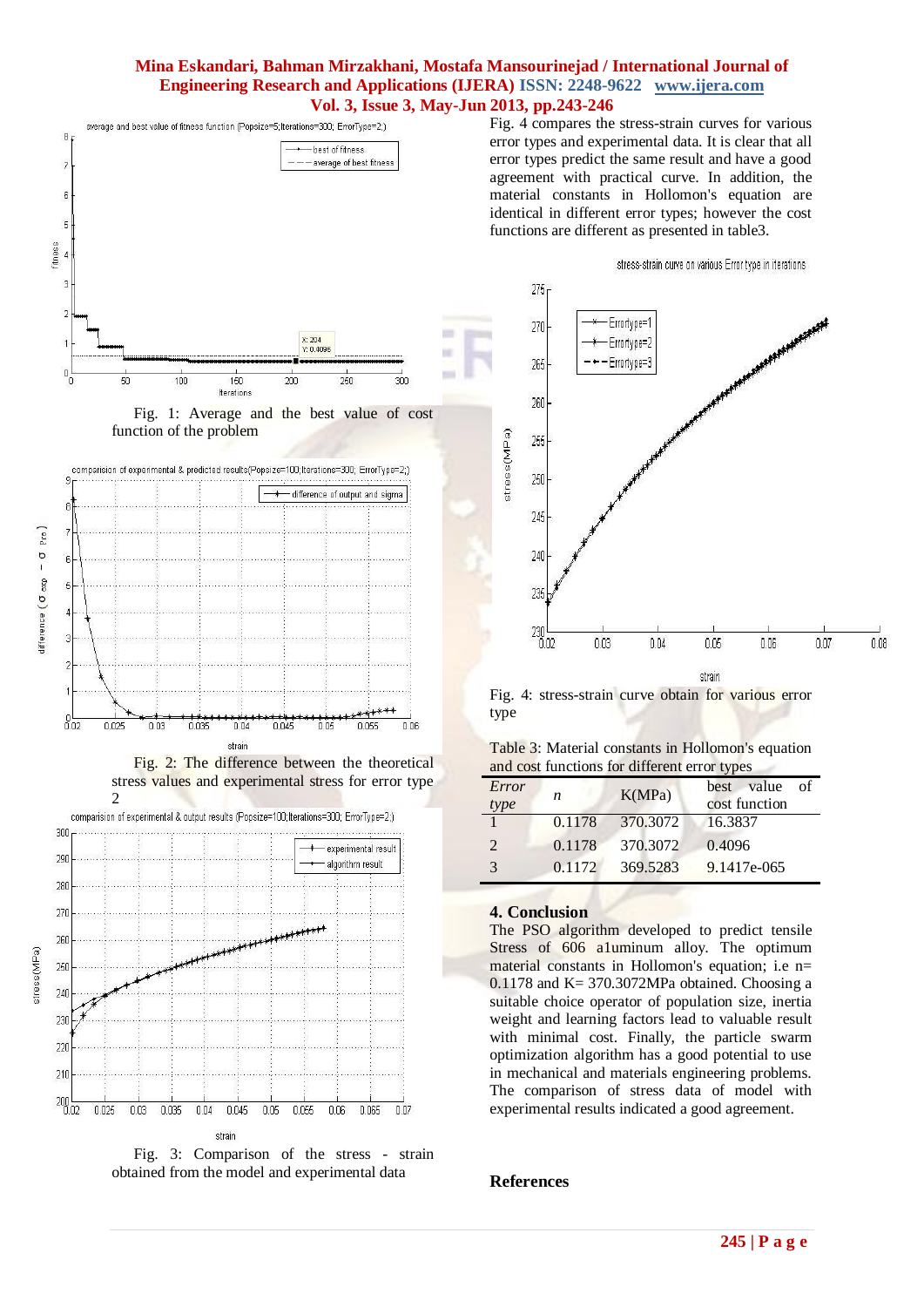Fig. 1: Average and the best value of cost function of the problem

Fig. 2: The difference between the theoretical stress values and experimental stress for error type 2

Fig. 3: Comparison of the stress - strain obtained from the model and experimental data

Fig. 4 compares the stress-strain curves for various error types and experimental data. It is clear that all error types predict the same result and have a good agreement with practical curve. In addition, the material constants in Hollomon's equation are identical in different error types; however the cost functions are different as presented in table3.

Fig. 4: stress-strain curve obtain for various error type

Table 3: Material constants in Hollomon's equation and cost functions for different error types

| *Error type* | *n* | K(MPa) | best value of cost function |
|---|---|---|---|
| 1 | 0.1178 | 370.3072 | 16.3837 |
| 2 | 0.1178 | 370.3072 | 0.4096 |
| 3 | 0.1172 | 369.5283 | 9.1417e-065 |

## 4. Conclusion

The PSO algorithm developed to predict tensile Stress of 606 a1uminum alloy. The optimum material constants in Hollomon's equation; i.e n= 0.1178 and K= 370.3072MPa obtained. Choosing a suitable choice operator of population size, inertia weight and learning factors lead to valuable result with minimal cost. Finally, the particle swarm optimization algorithm has a good potential to use in mechanical and materials engineering problems. The comparison of stress data of model with experimental results indicated a good agreement.

## References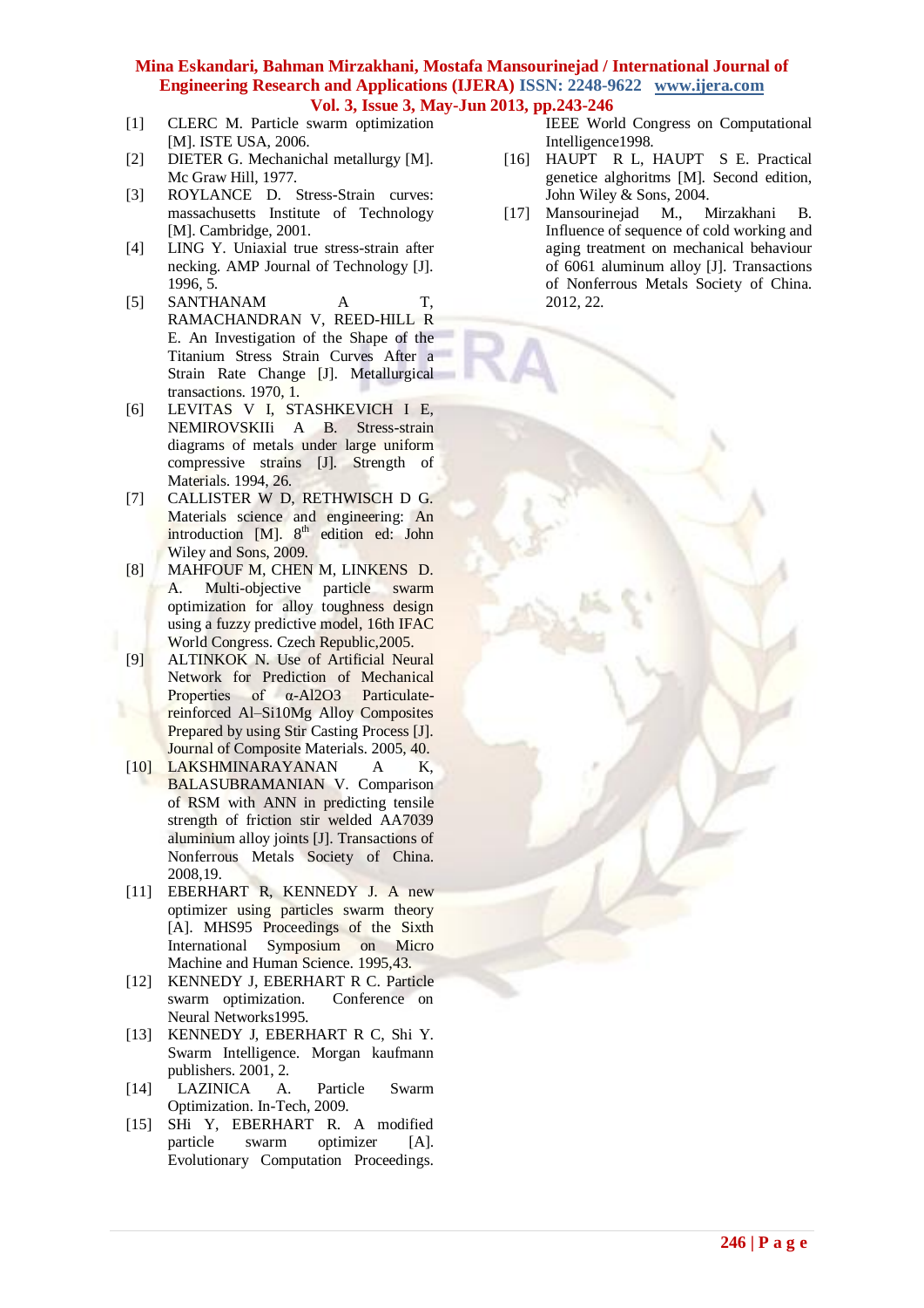[1] CLERC M. Particle swarm optimization [M]. ISTE USA, 2006.

[2] DIETER G. Mechanichal metallurgy [M]. Mc Graw Hill, 1977.

[3] ROYLANCE D. Stress-Strain curves: massachusetts Institute of Technology [M]. Cambridge, 2001.

[4] LING Y. Uniaxial true stress-strain after necking. AMP Journal of Technology [J]. 1996, 5.

[5] SANTHANAM A T, RAMACHANDRAN V, REED-HILL R E. An Investigation of the Shape of the Titanium Stress Strain Curves After a Strain Rate Change [J]. Metallurgical transactions. 1970, 1.

[6] LEVITAS V I, STASHKEVICH I E, NEMIROVSKIIi A B. Stress-strain diagrams of metals under large uniform compressive strains [J]. Strength of Materials. 1994, 26.

[7] CALLISTER W D, RETHWISCH D G. Materials science and engineering: An introduction [M]. 8th edition ed: John Wiley and Sons, 2009.

[8] MAHFOUF M, CHEN M, LINKENS D. A. Multi-objective particle swarm optimization for alloy toughness design using a fuzzy predictive model, 16th IFAC World Congress. Czech Republic,2005.

[9] ALTINKOK N. Use of Artificial Neural Network for Prediction of Mechanical Properties of α-Al2O3 Particulate-reinforced Al–Si10Mg Alloy Composites Prepared by using Stir Casting Process [J]. Journal of Composite Materials. 2005, 40.

[10] LAKSHMINARAYANAN A K, BALASUBRAMANIAN V. Comparison of RSM with ANN in predicting tensile strength of friction stir welded AA7039 aluminium alloy joints [J]. Transactions of Nonferrous Metals Society of China. 2008,19.

[11] EBERHART R, KENNEDY J. A new optimizer using particles swarm theory [A]. MHS95 Proceedings of the Sixth International Symposium on Micro Machine and Human Science. 1995,43.

[12] KENNEDY J, EBERHART R C. Particle swarm optimization. Conference on Neural Networks1995.

[13] KENNEDY J, EBERHART R C, Shi Y. Swarm Intelligence. Morgan kaufmann publishers. 2001, 2.

[14] LAZINICA A. Particle Swarm Optimization. In-Tech, 2009.

[15] SHi Y, EBERHART R. A modified particle swarm optimizer [A]. Evolutionary Computation Proceedings. IEEE World Congress on Computational Intelligence1998.

[16] HAUPT R L, HAUPT S E. Practical genetice alghoritms [M]. Second edition, John Wiley & Sons, 2004.

[17] Mansourinejad M., Mirzakhani B. Influence of sequence of cold working and aging treatment on mechanical behaviour of 6061 aluminum alloy [J]. Transactions of Nonferrous Metals Society of China. 2012, 22.